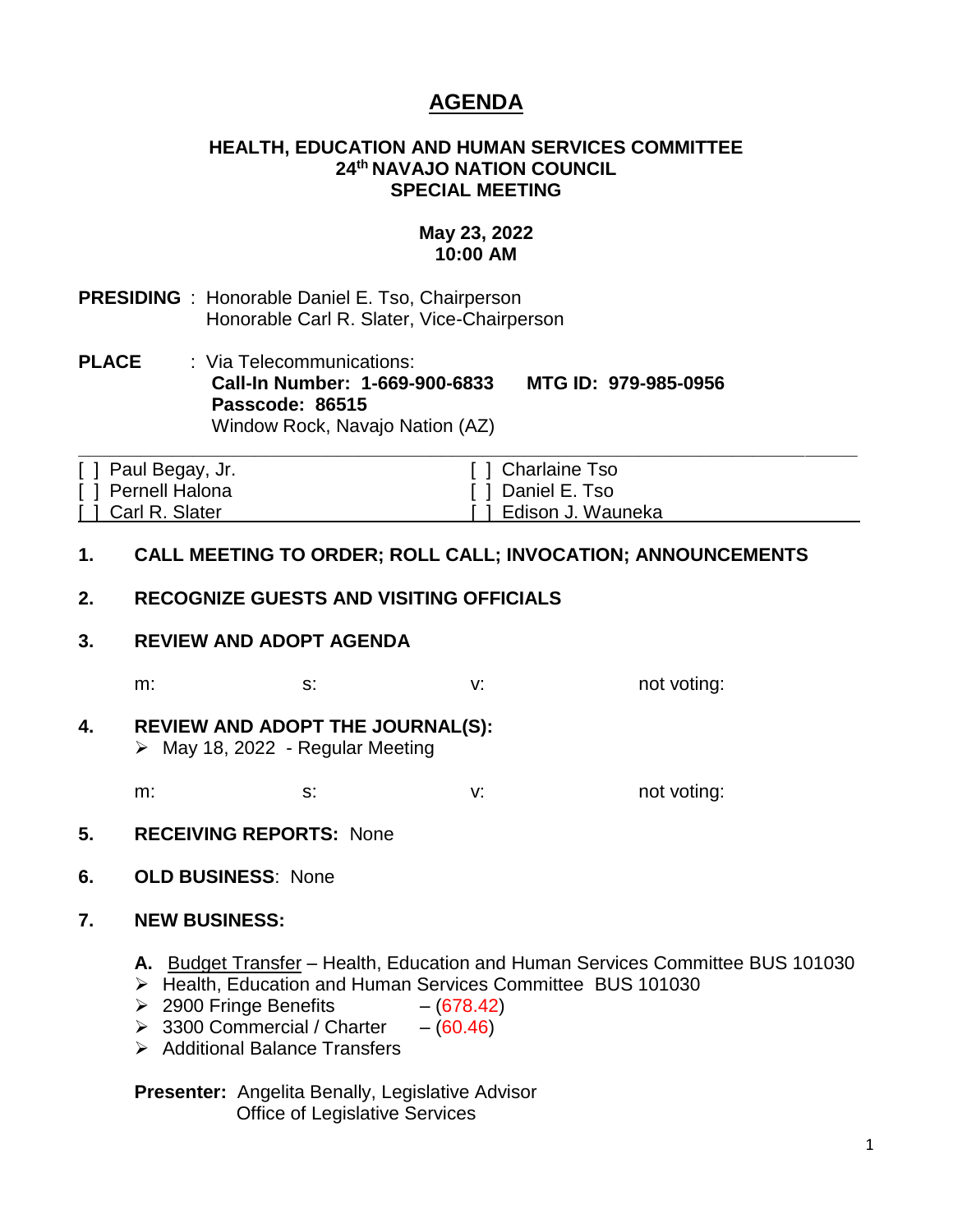# AGENDA

**HEALTH, EDUCATION AND HUMAN SERVICES COMMITTEE**
**24th NAVAJO NATION COUNCIL**
**SPECIAL MEETING**

**May 23, 2022**
**10:00 AM**

**PRESIDING** : Honorable Daniel E. Tso, Chairperson
Honorable Carl R. Slater, Vice-Chairperson

**PLACE** : Via Telecommunications:
**Call-In Number: 1-669-900-6833 MTG ID: 979-985-0956**
**Passcode: 86515**
Window Rock, Navajo Nation (AZ)

| | |
|---|---|
| [ ] Paul Begay, Jr. | [ ] Charlaine Tso |
| [ ] Pernell Halona | [ ] Daniel E. Tso |
| [ ] Carl R. Slater | [ ] Edison J. Wauneka |

**1. CALL MEETING TO ORDER; ROLL CALL; INVOCATION; ANNOUNCEMENTS**

**2. RECOGNIZE GUESTS AND VISITING OFFICIALS**

**3. REVIEW AND ADOPT AGENDA**

m: s: v: not voting:

**4. REVIEW AND ADOPT THE JOURNAL(S):**
- May 18, 2022 - Regular Meeting

m: s: v: not voting:

**5. RECEIVING REPORTS:** None

**6. OLD BUSINESS**: None

**7. NEW BUSINESS:**

**A.** Budget Transfer – Health, Education and Human Services Committee BUS 101030
- Health, Education and Human Services Committee BUS 101030
- 2900 Fringe Benefits – (678.42)
- 3300 Commercial / Charter – (60.46)
- Additional Balance Transfers

**Presenter:** Angelita Benally, Legislative Advisor
Office of Legislative Services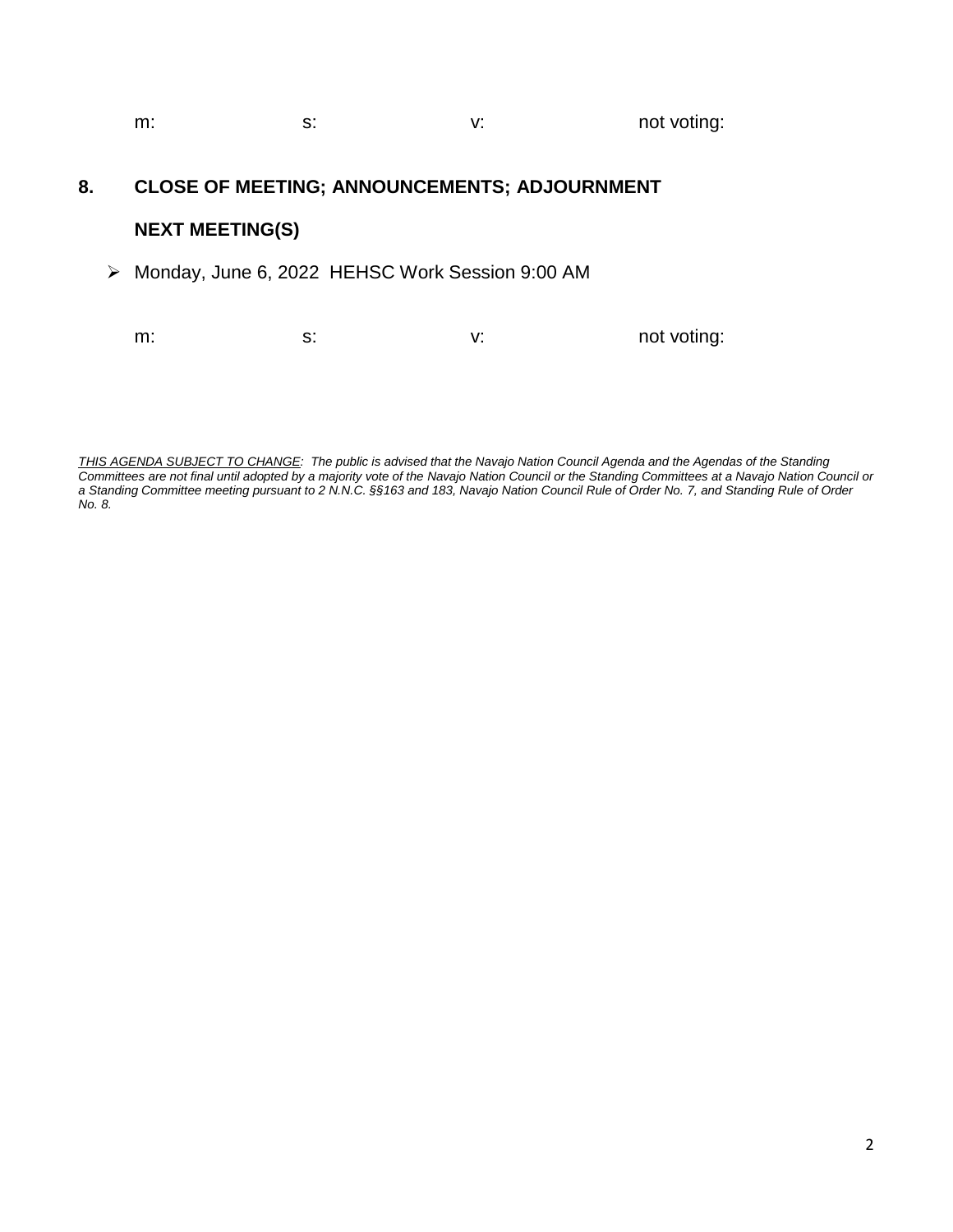m: s: v: not voting:

## 8. CLOSE OF MEETING; ANNOUNCEMENTS; ADJOURNMENT

### NEXT MEETING(S)

- Monday, June 6, 2022 HEHSC Work Session 9:00 AM

m: s: v: not voting:

*THIS AGENDA SUBJECT TO CHANGE: The public is advised that the Navajo Nation Council Agenda and the Agendas of the Standing Committees are not final until adopted by a majority vote of the Navajo Nation Council or the Standing Committees at a Navajo Nation Council or a Standing Committee meeting pursuant to 2 N.N.C. §§163 and 183, Navajo Nation Council Rule of Order No. 7, and Standing Rule of Order No. 8.*